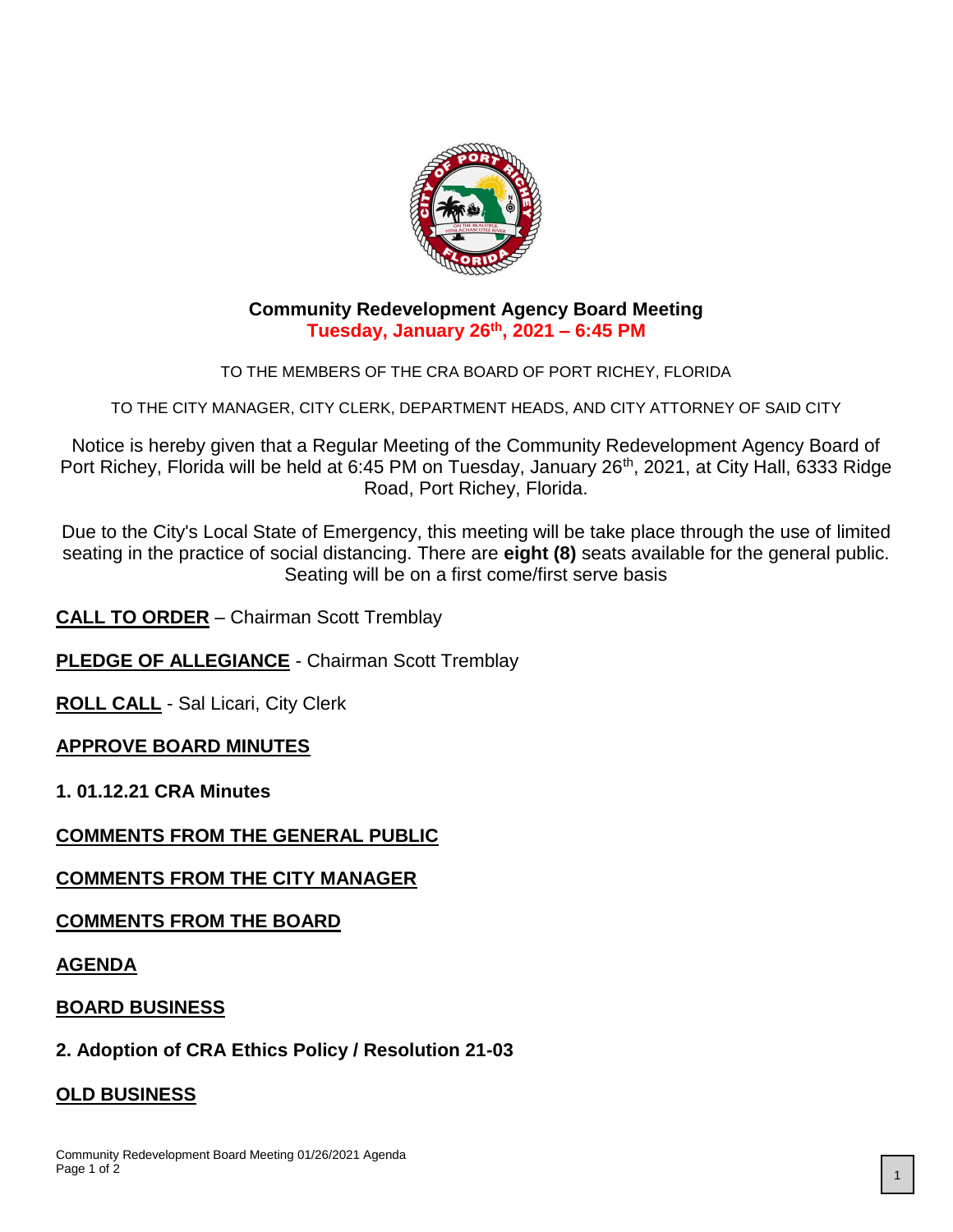# Community Redevelopment Agency Board Meeting

**Tuesday, January 26th, 2021 – 6:45 PM**

TO THE MEMBERS OF THE CRA BOARD OF PORT RICHEY, FLORIDA

TO THE CITY MANAGER, CITY CLERK, DEPARTMENT HEADS, AND CITY ATTORNEY OF SAID CITY

Notice is hereby given that a Regular Meeting of the Community Redevelopment Agency Board of Port Richey, Florida will be held at 6:45 PM on Tuesday, January 26th, 2021, at City Hall, 6333 Ridge Road, Port Richey, Florida.

Due to the City's Local State of Emergency, this meeting will be take place through the use of limited seating in the practice of social distancing. There are **eight (8)** seats available for the general public. Seating will be on a first come/first serve basis

**CALL TO ORDER** – Chairman Scott Tremblay

**PLEDGE OF ALLEGIANCE** - Chairman Scott Tremblay

**ROLL CALL** - Sal Licari, City Clerk

**APPROVE BOARD MINUTES**

**1. 01.12.21 CRA Minutes**

**COMMENTS FROM THE GENERAL PUBLIC**

**COMMENTS FROM THE CITY MANAGER**

**COMMENTS FROM THE BOARD**

**AGENDA**

**BOARD BUSINESS**

**2. Adoption of CRA Ethics Policy / Resolution 21-03**

**OLD BUSINESS**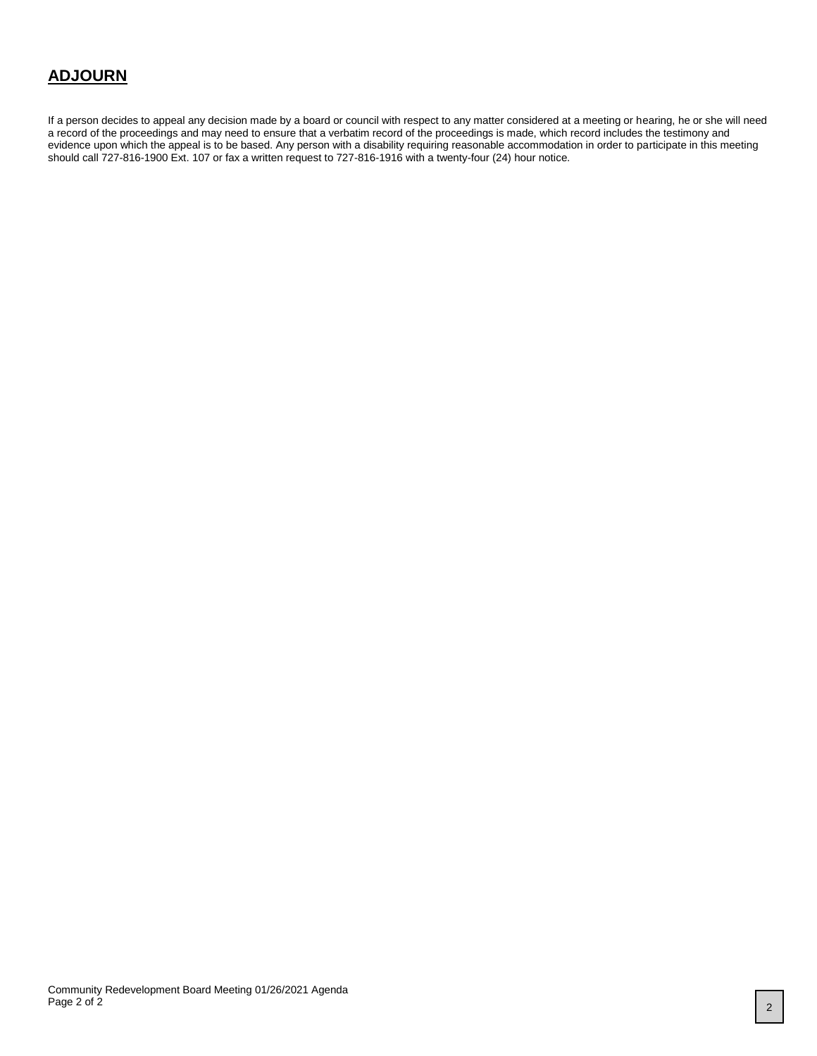## **ADJOURN**

If a person decides to appeal any decision made by a board or council with respect to any matter considered at a meeting or hearing, he or she will need a record of the proceedings and may need to ensure that a verbatim record of the proceedings is made, which record includes the testimony and evidence upon which the appeal is to be based. Any person with a disability requiring reasonable accommodation in order to participate in this meeting should call 727-816-1900 Ext. 107 or fax a written request to 727-816-1916 with a twenty-four (24) hour notice.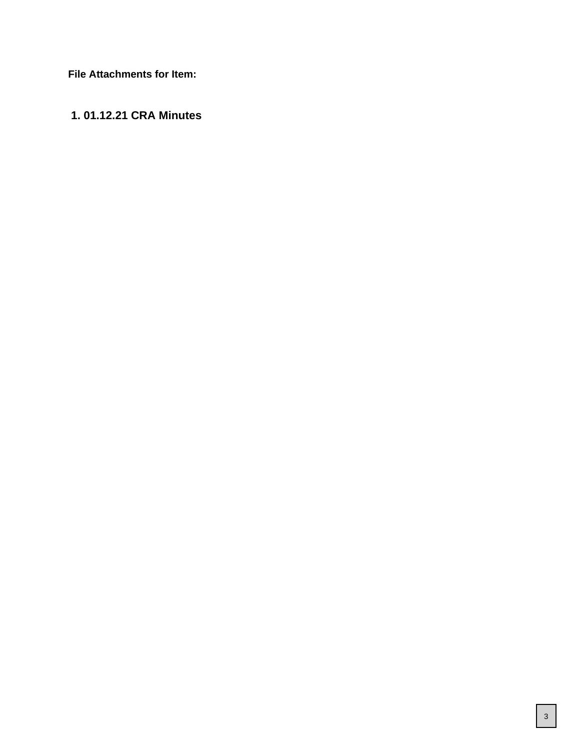**File Attachments for Item:**

**1. 01.12.21 CRA Minutes**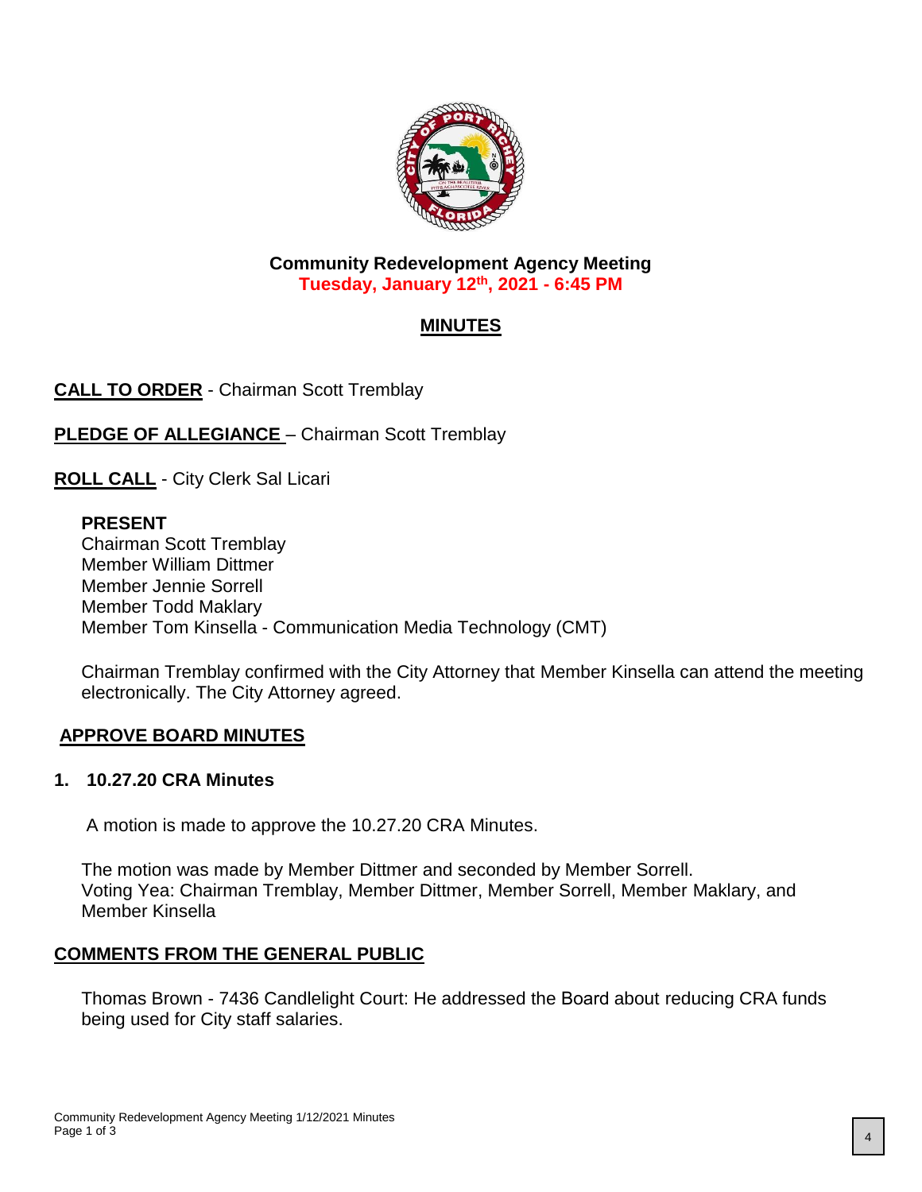**Community Redevelopment Agency Meeting**
**Tuesday, January 12th, 2021 - 6:45 PM**

## MINUTES

**CALL TO ORDER** - Chairman Scott Tremblay

**PLEDGE OF ALLEGIANCE** – Chairman Scott Tremblay

**ROLL CALL** - City Clerk Sal Licari

**PRESENT**
Chairman Scott Tremblay
Member William Dittmer
Member Jennie Sorrell
Member Todd Maklary
Member Tom Kinsella - Communication Media Technology (CMT)

Chairman Tremblay confirmed with the City Attorney that Member Kinsella can attend the meeting electronically. The City Attorney agreed.

**APPROVE BOARD MINUTES**

**1. 10.27.20 CRA Minutes**

A motion is made to approve the 10.27.20 CRA Minutes.

The motion was made by Member Dittmer and seconded by Member Sorrell.
Voting Yea: Chairman Tremblay, Member Dittmer, Member Sorrell, Member Maklary, and Member Kinsella

**COMMENTS FROM THE GENERAL PUBLIC**

Thomas Brown - 7436 Candlelight Court: He addressed the Board about reducing CRA funds being used for City staff salaries.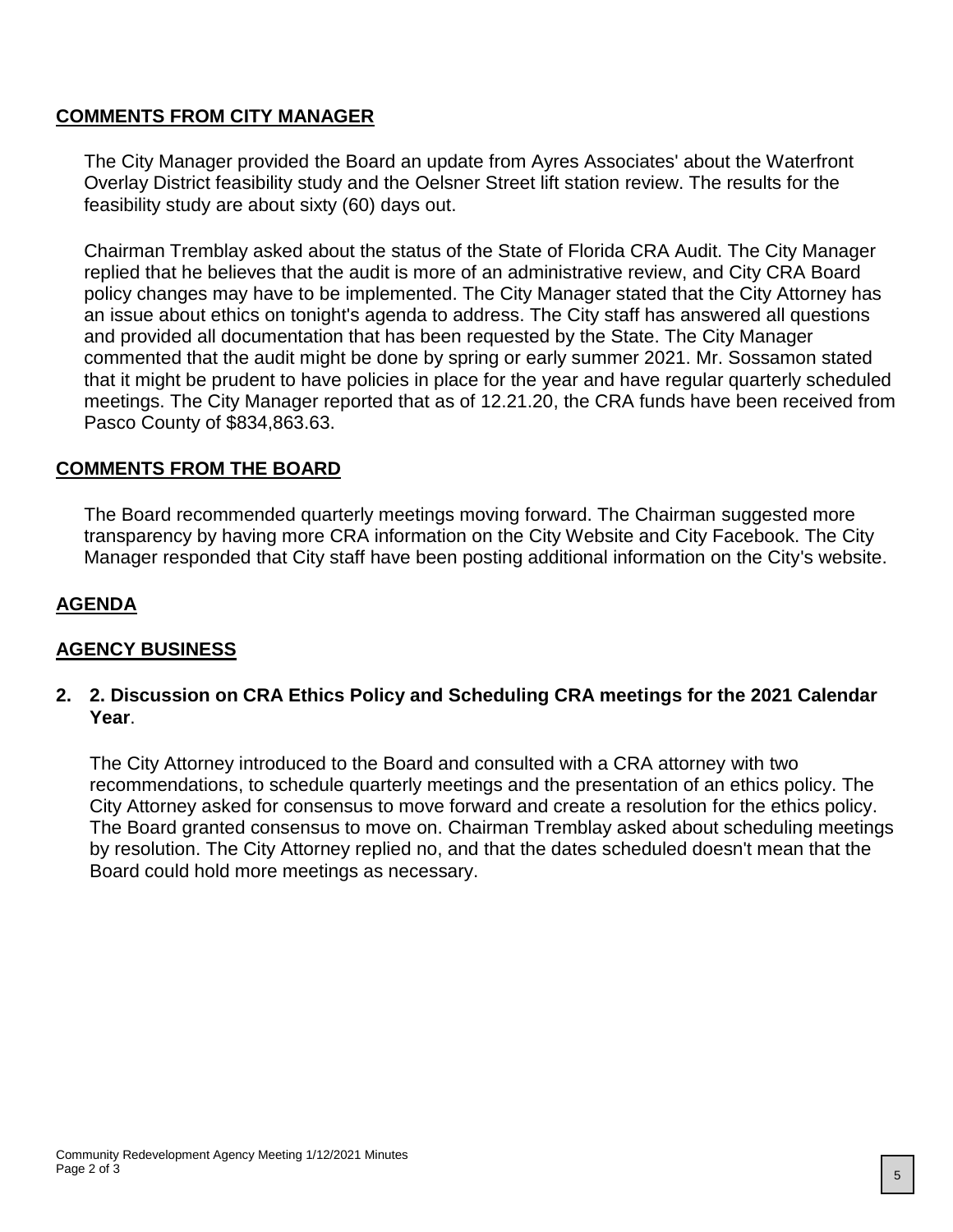## COMMENTS FROM CITY MANAGER

The City Manager provided the Board an update from Ayres Associates' about the Waterfront Overlay District feasibility study and the Oelsner Street lift station review. The results for the feasibility study are about sixty (60) days out.

Chairman Tremblay asked about the status of the State of Florida CRA Audit. The City Manager replied that he believes that the audit is more of an administrative review, and City CRA Board policy changes may have to be implemented. The City Manager stated that the City Attorney has an issue about ethics on tonight's agenda to address. The City staff has answered all questions and provided all documentation that has been requested by the State. The City Manager commented that the audit might be done by spring or early summer 2021. Mr. Sossamon stated that it might be prudent to have policies in place for the year and have regular quarterly scheduled meetings. The City Manager reported that as of 12.21.20, the CRA funds have been received from Pasco County of $834,863.63.

## COMMENTS FROM THE BOARD

The Board recommended quarterly meetings moving forward. The Chairman suggested more transparency by having more CRA information on the City Website and City Facebook. The City Manager responded that City staff have been posting additional information on the City's website.

## AGENDA

## AGENCY BUSINESS

**2. 2. Discussion on CRA Ethics Policy and Scheduling CRA meetings for the 2021 Calendar Year**.

The City Attorney introduced to the Board and consulted with a CRA attorney with two recommendations, to schedule quarterly meetings and the presentation of an ethics policy. The City Attorney asked for consensus to move forward and create a resolution for the ethics policy. The Board granted consensus to move on. Chairman Tremblay asked about scheduling meetings by resolution. The City Attorney replied no, and that the dates scheduled doesn't mean that the Board could hold more meetings as necessary.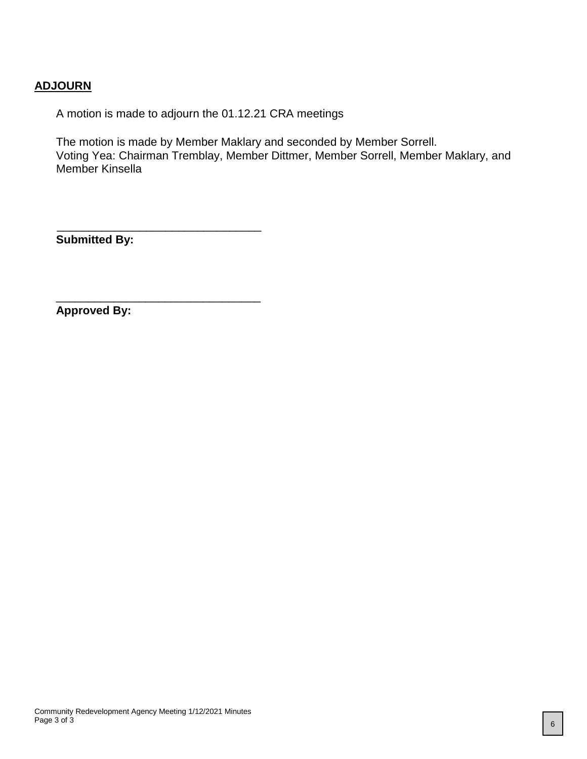## ADJOURN

A motion is made to adjourn the 01.12.21 CRA meetings

The motion is made by Member Maklary and seconded by Member Sorrell.
Voting Yea: Chairman Tremblay, Member Dittmer, Member Sorrell, Member Maklary, and Member Kinsella

_______________________________
**Submitted By:**

_______________________________
**Approved By:**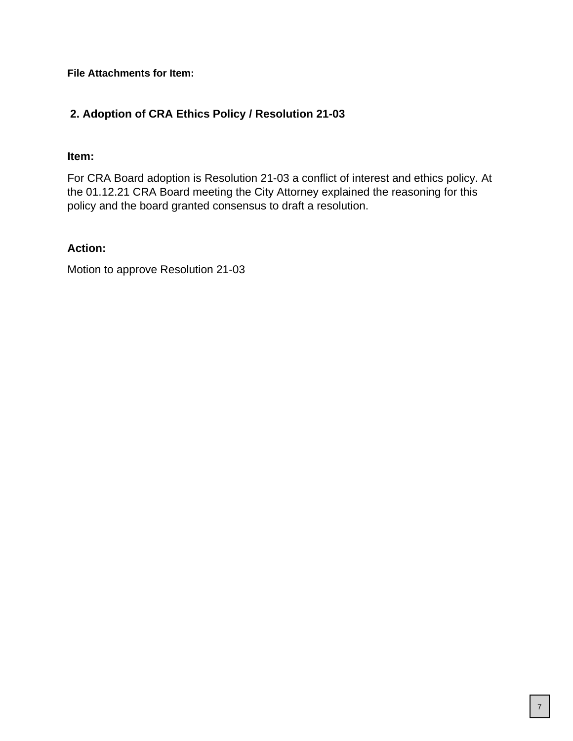**File Attachments for Item:**

## 2. Adoption of CRA Ethics Policy / Resolution 21-03

**Item:**

For CRA Board adoption is Resolution 21-03 a conflict of interest and ethics policy. At the 01.12.21 CRA Board meeting the City Attorney explained the reasoning for this policy and the board granted consensus to draft a resolution.

**Action:**

Motion to approve Resolution 21-03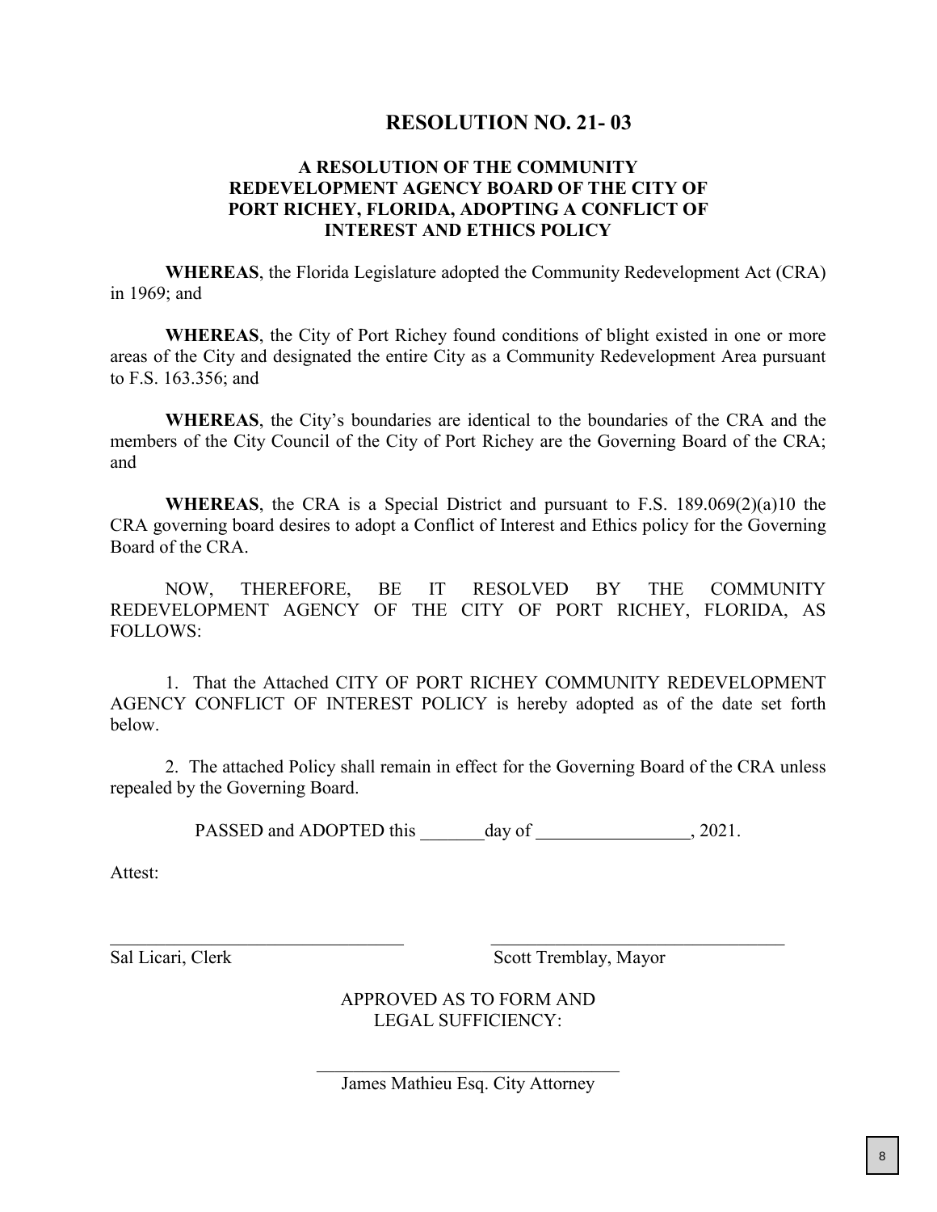# RESOLUTION NO. 21- 03

## A RESOLUTION OF THE COMMUNITY REDEVELOPMENT AGENCY BOARD OF THE CITY OF PORT RICHEY, FLORIDA, ADOPTING A CONFLICT OF INTEREST AND ETHICS POLICY

**WHEREAS**, the Florida Legislature adopted the Community Redevelopment Act (CRA) in 1969; and

**WHEREAS**, the City of Port Richey found conditions of blight existed in one or more areas of the City and designated the entire City as a Community Redevelopment Area pursuant to F.S. 163.356; and

**WHEREAS**, the City's boundaries are identical to the boundaries of the CRA and the members of the City Council of the City of Port Richey are the Governing Board of the CRA; and

**WHEREAS**, the CRA is a Special District and pursuant to F.S. 189.069(2)(a)10 the CRA governing board desires to adopt a Conflict of Interest and Ethics policy for the Governing Board of the CRA.

NOW, THEREFORE, BE IT RESOLVED BY THE COMMUNITY REDEVELOPMENT AGENCY OF THE CITY OF PORT RICHEY, FLORIDA, AS FOLLOWS:

1. That the Attached CITY OF PORT RICHEY COMMUNITY REDEVELOPMENT AGENCY CONFLICT OF INTEREST POLICY is hereby adopted as of the date set forth below.

2. The attached Policy shall remain in effect for the Governing Board of the CRA unless repealed by the Governing Board.

PASSED and ADOPTED this _______day of _________________, 2021.

Attest:

\_\_\_\_\_\_\_\_\_\_\_\_\_\_\_\_\_\_\_\_\_\_\_\_\_\_\_\_\_\_\_\_\_\_
Sal Licari, Clerk

\_\_\_\_\_\_\_\_\_\_\_\_\_\_\_\_\_\_\_\_\_\_\_\_\_\_\_\_\_\_\_\_\_\_
Scott Tremblay, Mayor

APPROVED AS TO FORM AND LEGAL SUFFICIENCY:

\_\_\_\_\_\_\_\_\_\_\_\_\_\_\_\_\_\_\_\_\_\_\_\_\_\_\_\_\_\_\_\_\_\_
James Mathieu Esq. City Attorney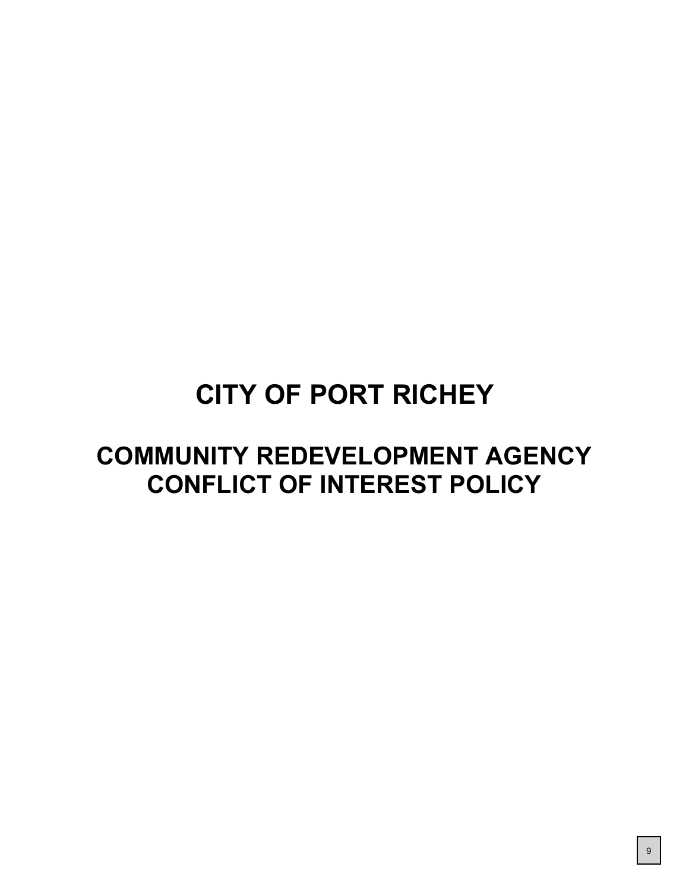# CITY OF PORT RICHEY

## COMMUNITY REDEVELOPMENT AGENCY CONFLICT OF INTEREST POLICY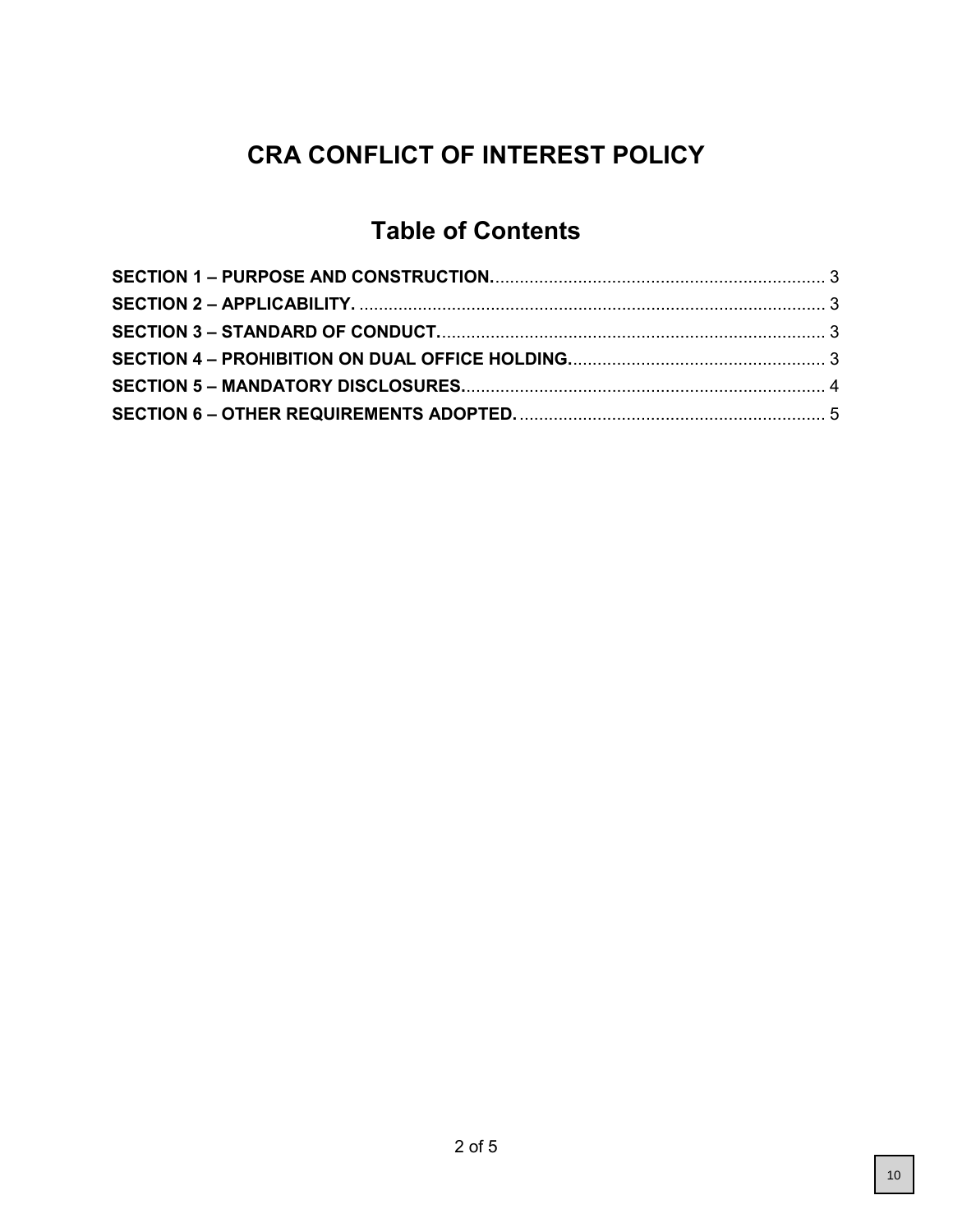# CRA CONFLICT OF INTEREST POLICY

## Table of Contents

**SECTION 1 – PURPOSE AND CONSTRUCTION.** .................................................................... 3
**SECTION 2 – APPLICABILITY.** ................................................................................................ 3
**SECTION 3 – STANDARD OF CONDUCT.** ............................................................................... 3
**SECTION 4 – PROHIBITION ON DUAL OFFICE HOLDING.** ..................................................... 3
**SECTION 5 – MANDATORY DISCLOSURES.** ........................................................................... 4
**SECTION 6 – OTHER REQUIREMENTS ADOPTED.** ............................................................... 5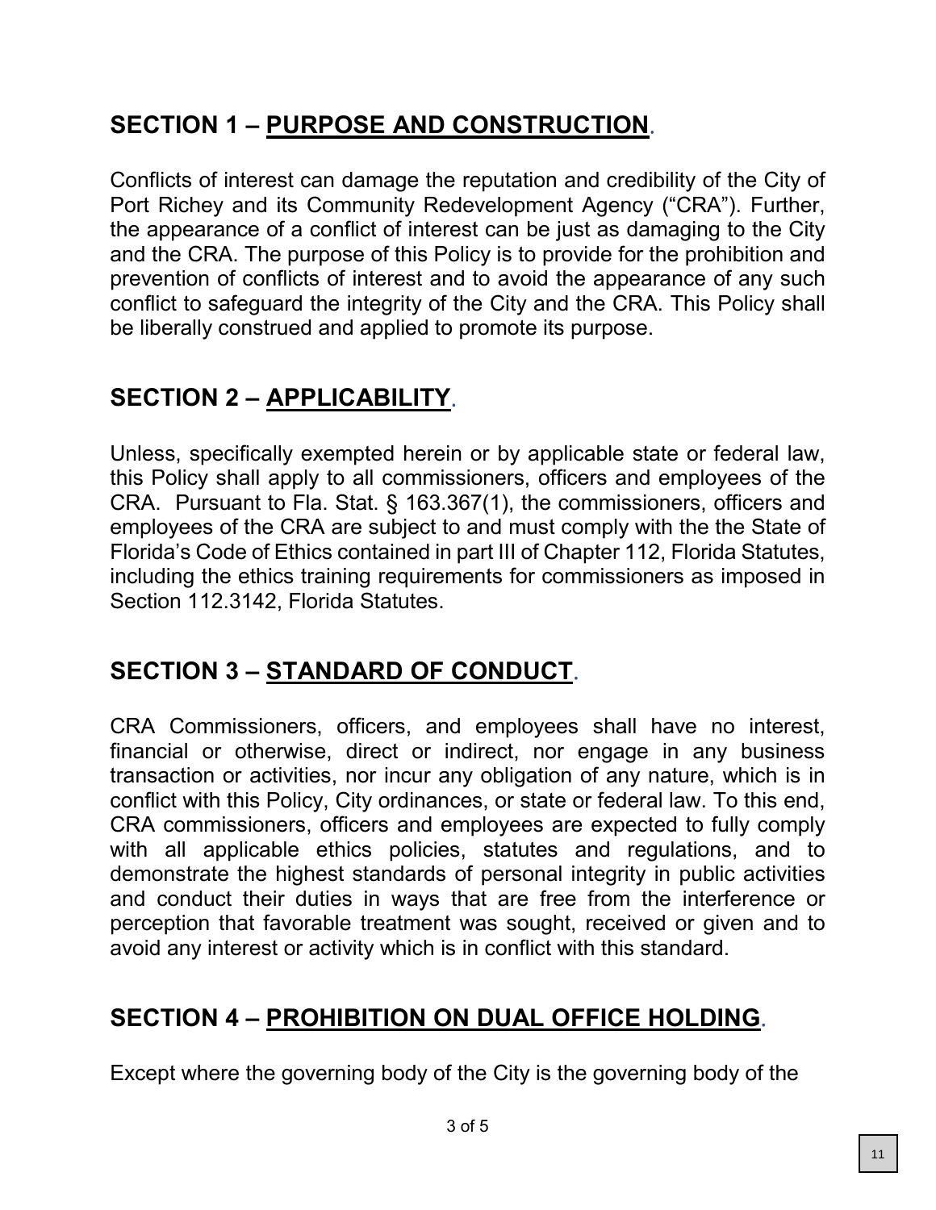## SECTION 1 – PURPOSE AND CONSTRUCTION.

Conflicts of interest can damage the reputation and credibility of the City of Port Richey and its Community Redevelopment Agency ("CRA"). Further, the appearance of a conflict of interest can be just as damaging to the City and the CRA. The purpose of this Policy is to provide for the prohibition and prevention of conflicts of interest and to avoid the appearance of any such conflict to safeguard the integrity of the City and the CRA. This Policy shall be liberally construed and applied to promote its purpose.

## SECTION 2 – APPLICABILITY.

Unless, specifically exempted herein or by applicable state or federal law, this Policy shall apply to all commissioners, officers and employees of the CRA. Pursuant to Fla. Stat. § 163.367(1), the commissioners, officers and employees of the CRA are subject to and must comply with the the State of Florida's Code of Ethics contained in part III of Chapter 112, Florida Statutes, including the ethics training requirements for commissioners as imposed in Section 112.3142, Florida Statutes.

## SECTION 3 – STANDARD OF CONDUCT.

CRA Commissioners, officers, and employees shall have no interest, financial or otherwise, direct or indirect, nor engage in any business transaction or activities, nor incur any obligation of any nature, which is in conflict with this Policy, City ordinances, or state or federal law. To this end, CRA commissioners, officers and employees are expected to fully comply with all applicable ethics policies, statutes and regulations, and to demonstrate the highest standards of personal integrity in public activities and conduct their duties in ways that are free from the interference or perception that favorable treatment was sought, received or given and to avoid any interest or activity which is in conflict with this standard.

## SECTION 4 – PROHIBITION ON DUAL OFFICE HOLDING.

Except where the governing body of the City is the governing body of the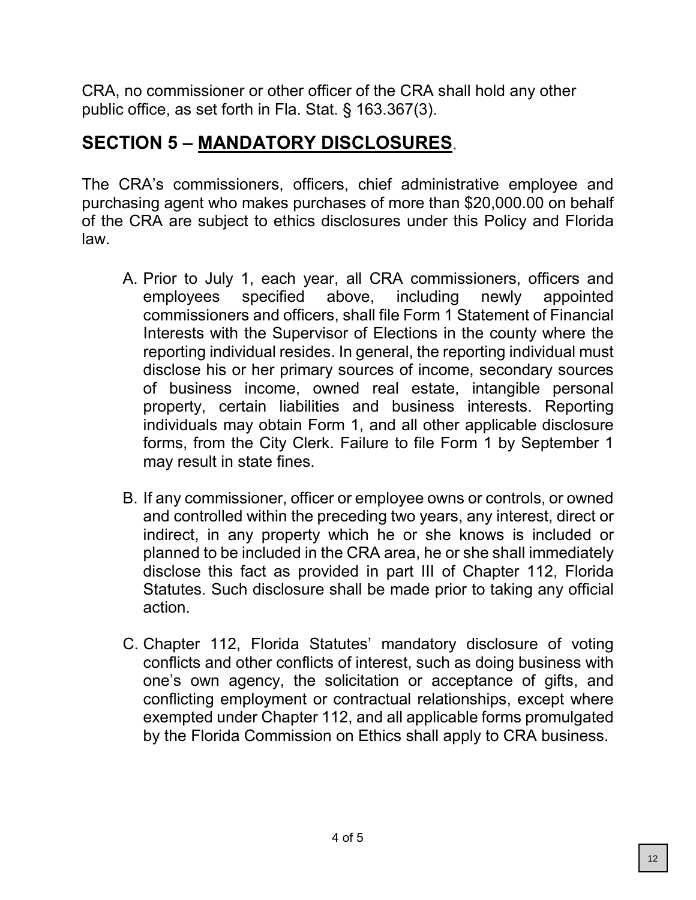CRA, no commissioner or other officer of the CRA shall hold any other public office, as set forth in Fla. Stat. § 163.367(3).

## SECTION 5 – MANDATORY DISCLOSURES.

The CRA's commissioners, officers, chief administrative employee and purchasing agent who makes purchases of more than $20,000.00 on behalf of the CRA are subject to ethics disclosures under this Policy and Florida law.

A. Prior to July 1, each year, all CRA commissioners, officers and employees specified above, including newly appointed commissioners and officers, shall file Form 1 Statement of Financial Interests with the Supervisor of Elections in the county where the reporting individual resides. In general, the reporting individual must disclose his or her primary sources of income, secondary sources of business income, owned real estate, intangible personal property, certain liabilities and business interests. Reporting individuals may obtain Form 1, and all other applicable disclosure forms, from the City Clerk. Failure to file Form 1 by September 1 may result in state fines.

B. If any commissioner, officer or employee owns or controls, or owned and controlled within the preceding two years, any interest, direct or indirect, in any property which he or she knows is included or planned to be included in the CRA area, he or she shall immediately disclose this fact as provided in part III of Chapter 112, Florida Statutes. Such disclosure shall be made prior to taking any official action.

C. Chapter 112, Florida Statutes' mandatory disclosure of voting conflicts and other conflicts of interest, such as doing business with one's own agency, the solicitation or acceptance of gifts, and conflicting employment or contractual relationships, except where exempted under Chapter 112, and all applicable forms promulgated by the Florida Commission on Ethics shall apply to CRA business.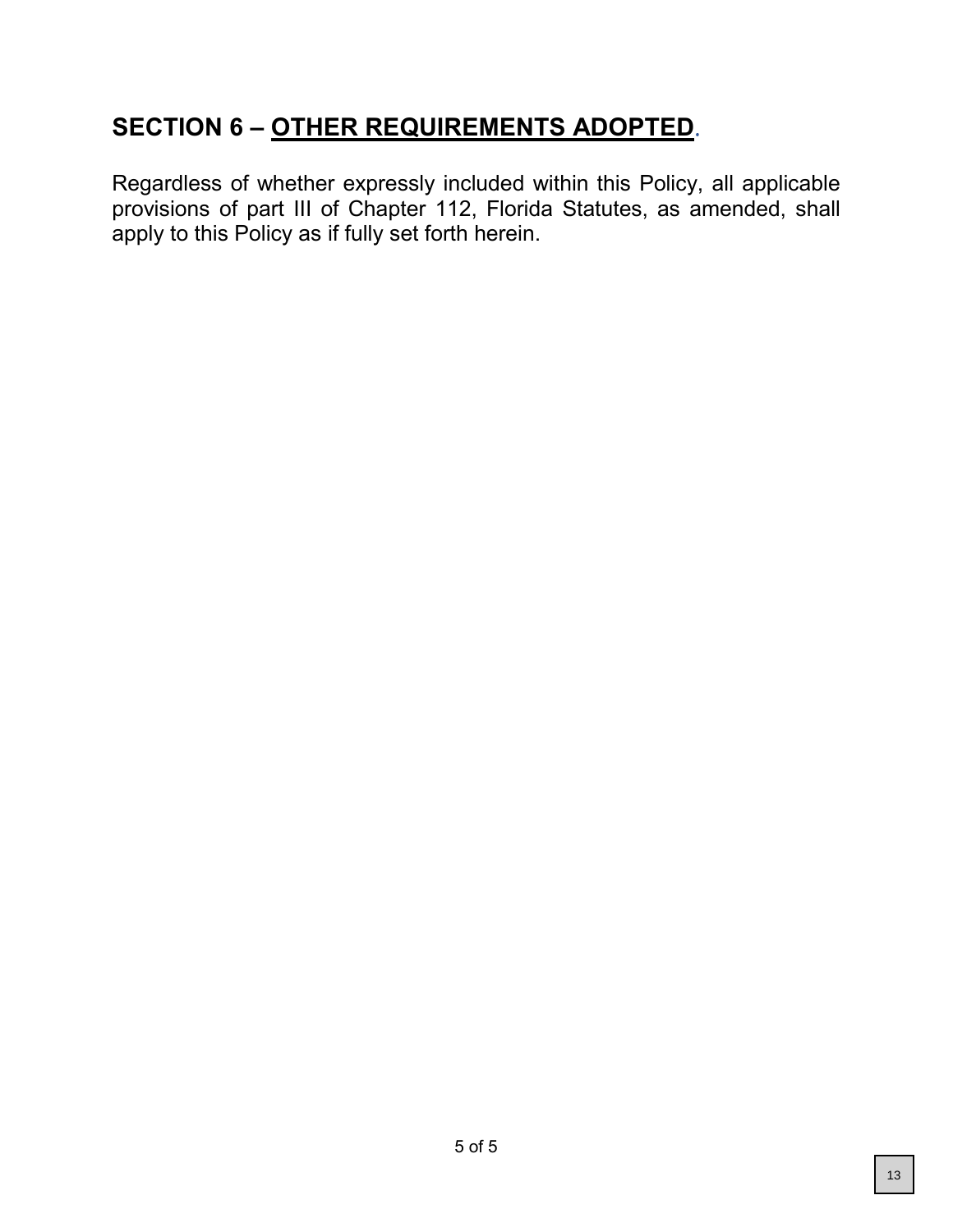## SECTION 6 – <u>OTHER REQUIREMENTS ADOPTED</u>.

Regardless of whether expressly included within this Policy, all applicable provisions of part III of Chapter 112, Florida Statutes, as amended, shall apply to this Policy as if fully set forth herein.